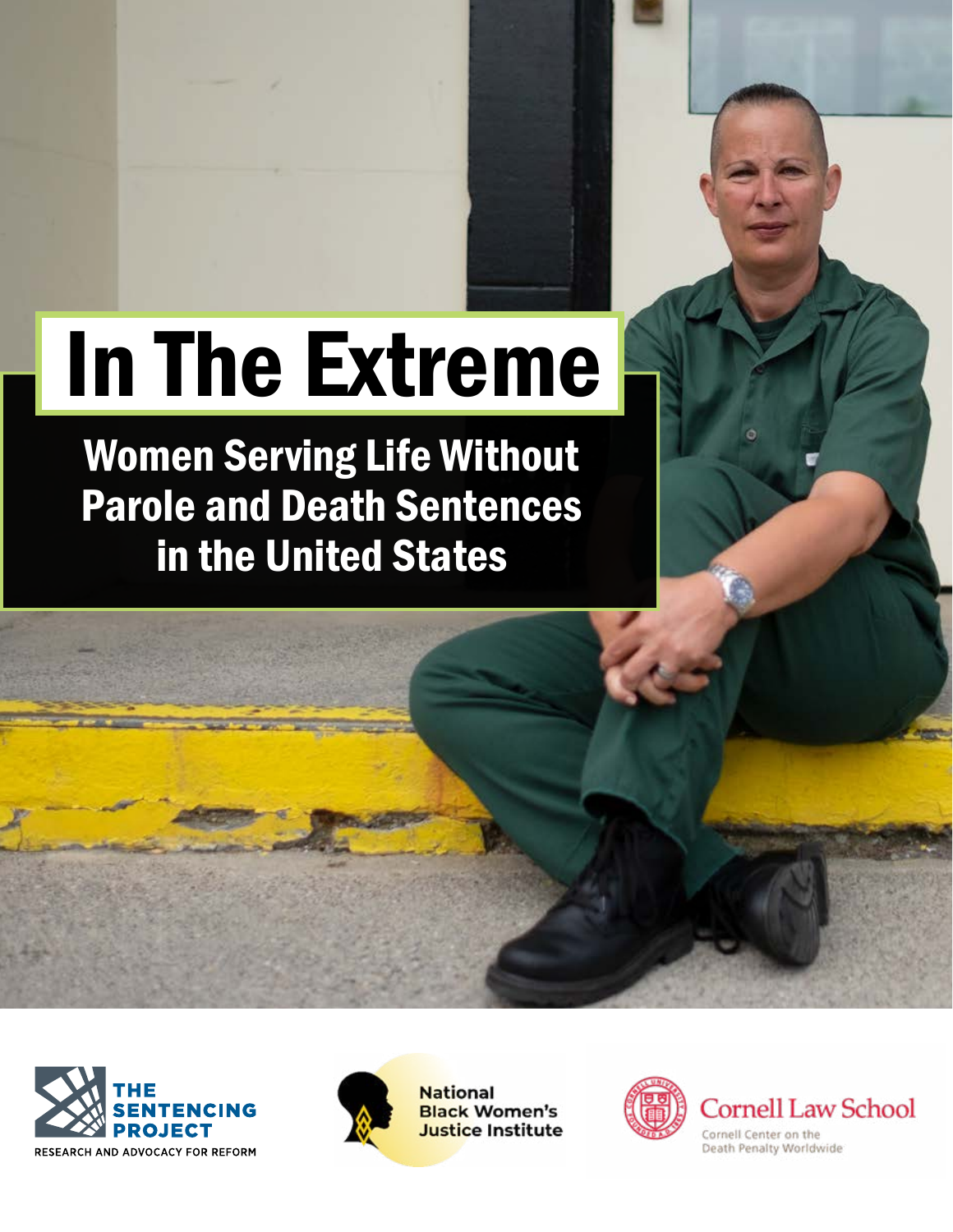# In The Extreme

## Women Serving Life Without Parole and Death Sentences in the United States

THE SENTENCING PROJECT
RESEARCH AND ADVOCACY FOR REFORM

National Black Women's Justice Institute

Cornell Law School
Cornell Center on the Death Penalty Worldwide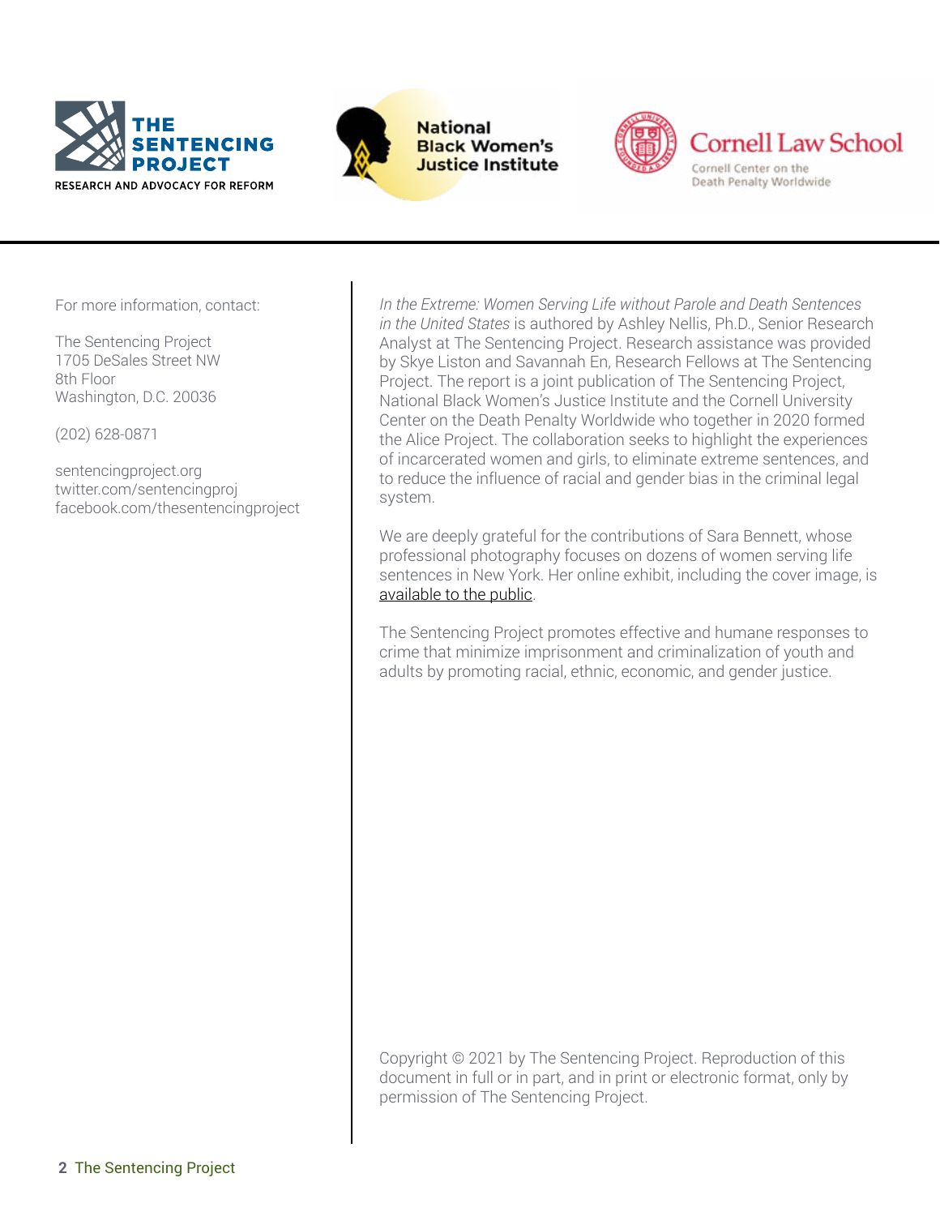For more information, contact:

The Sentencing Project
1705 DeSales Street NW
8th Floor
Washington, D.C. 20036

(202) 628-0871

sentencingproject.org
twitter.com/sentencingproj
facebook.com/thesentencingproject

*In the Extreme: Women Serving Life without Parole and Death Sentences in the United States* is authored by Ashley Nellis, Ph.D., Senior Research Analyst at The Sentencing Project. Research assistance was provided by Skye Liston and Savannah En, Research Fellows at The Sentencing Project. The report is a joint publication of The Sentencing Project, National Black Women's Justice Institute and the Cornell University Center on the Death Penalty Worldwide who together in 2020 formed the Alice Project. The collaboration seeks to highlight the experiences of incarcerated women and girls, to eliminate extreme sentences, and to reduce the influence of racial and gender bias in the criminal legal system.

We are deeply grateful for the contributions of Sara Bennett, whose professional photography focuses on dozens of women serving life sentences in New York. Her online exhibit, including the cover image, is available to the public.

The Sentencing Project promotes effective and humane responses to crime that minimize imprisonment and criminalization of youth and adults by promoting racial, ethnic, economic, and gender justice.

Copyright © 2021 by The Sentencing Project. Reproduction of this document in full or in part, and in print or electronic format, only by permission of The Sentencing Project.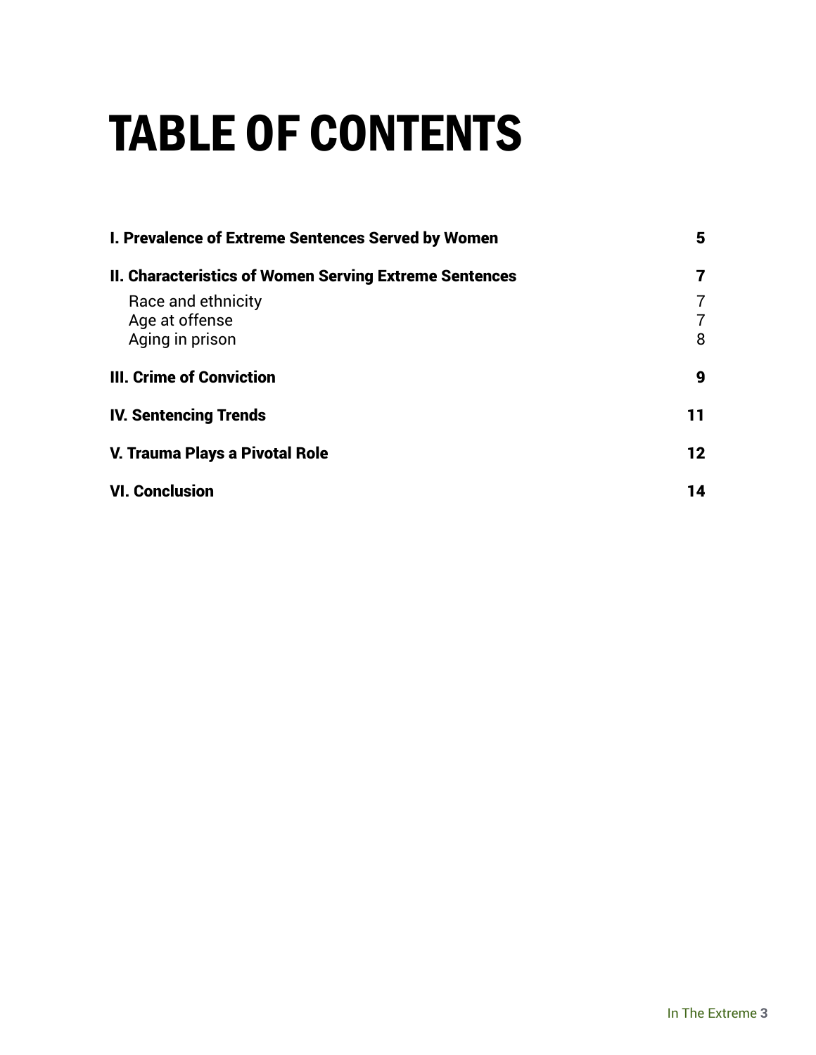# TABLE OF CONTENTS

| | |
|---|---|
| **I. Prevalence of Extreme Sentences Served by Women** | **5** |
| **II. Characteristics of Women Serving Extreme Sentences** | **7** |
| Race and ethnicity | 7 |
| Age at offense | 7 |
| Aging in prison | 8 |
| **III. Crime of Conviction** | **9** |
| **IV. Sentencing Trends** | **11** |
| **V. Trauma Plays a Pivotal Role** | **12** |
| **VI. Conclusion** | **14** |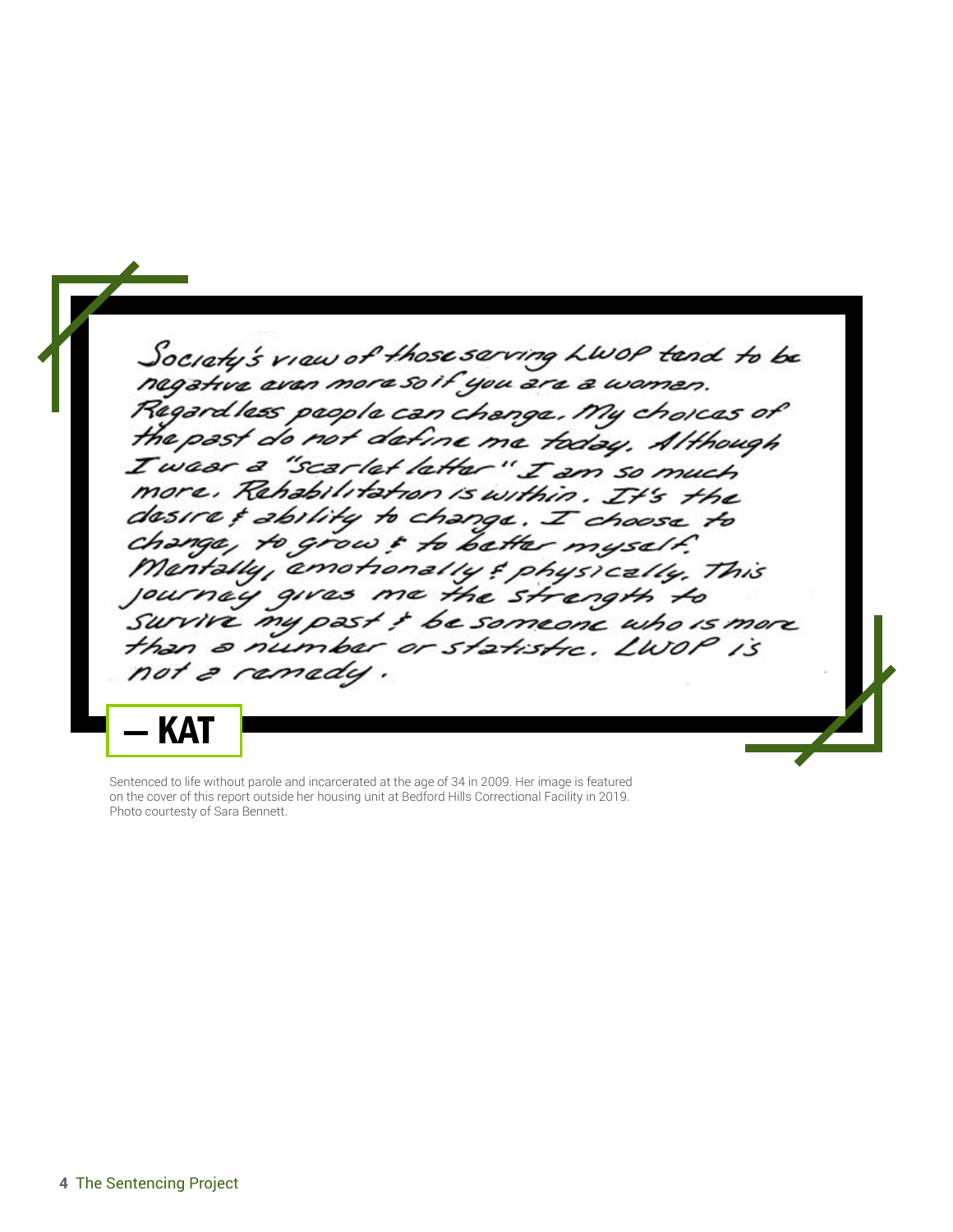Society's view of those serving LWOP tend to be negative even more so if you are a women. Regardless people can change. My choices of the past do not define me today. Although I wear a "scarlet letter" I am so much more. Rehabilitation is within. It's the desire & ability to change. I choose to change, to grow & to better myself. Mentally, emotionally & physically. This journey gives me the strength to survive my past & be someone who is more than a number or statistic. LWOP is not a remedy.

**— KAT**

Sentenced to life without parole and incarcerated at the age of 34 in 2009. Her image is featured on the cover of this report outside her housing unit at Bedford Hills Correctional Facility in 2019. Photo courtesy of Sara Bennett.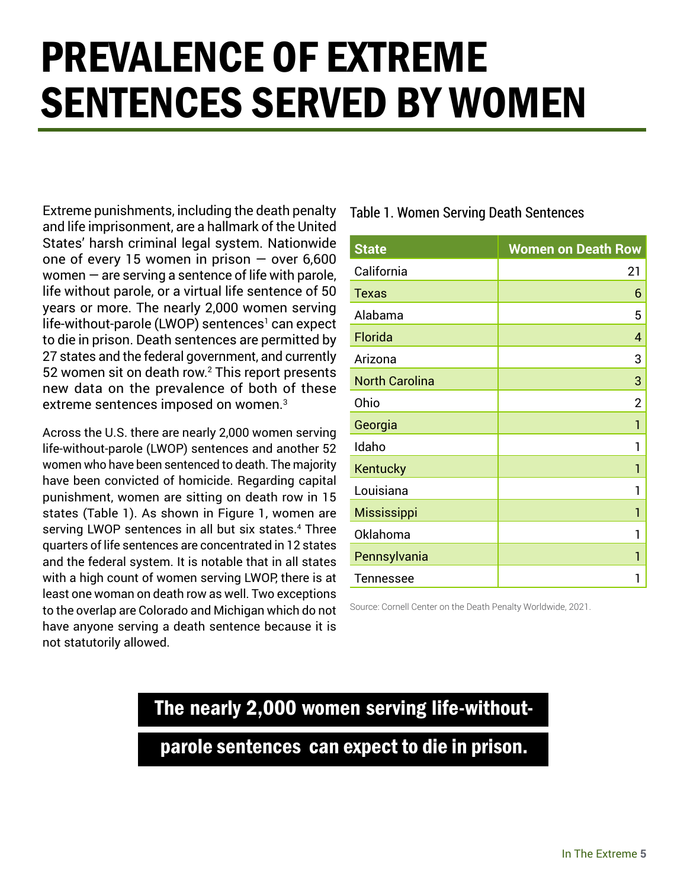# PREVALENCE OF EXTREME SENTENCES SERVED BY WOMEN

Extreme punishments, including the death penalty and life imprisonment, are a hallmark of the United States' harsh criminal legal system. Nationwide one of every 15 women in prison — over 6,600 women — are serving a sentence of life with parole, life without parole, or a virtual life sentence of 50 years or more. The nearly 2,000 women serving life-without-parole (LWOP) sentences[1] can expect to die in prison. Death sentences are permitted by 27 states and the federal government, and currently 52 women sit on death row.[2] This report presents new data on the prevalence of both of these extreme sentences imposed on women.[3]

Across the U.S. there are nearly 2,000 women serving life-without-parole (LWOP) sentences and another 52 women who have been sentenced to death. The majority have been convicted of homicide. Regarding capital punishment, women are sitting on death row in 15 states (Table 1). As shown in Figure 1, women are serving LWOP sentences in all but six states.[4] Three quarters of life sentences are concentrated in 12 states and the federal system. It is notable that in all states with a high count of women serving LWOP, there is at least one woman on death row as well. Two exceptions to the overlap are Colorado and Michigan which do not have anyone serving a death sentence because it is not statutorily allowed.

Table 1. Women Serving Death Sentences

| State | Women on Death Row |
|---|---|
| California | 21 |
| Texas | 6 |
| Alabama | 5 |
| Florida | 4 |
| Arizona | 3 |
| North Carolina | 3 |
| Ohio | 2 |
| Georgia | 1 |
| Idaho | 1 |
| Kentucky | 1 |
| Louisiana | 1 |
| Mississippi | 1 |
| Oklahoma | 1 |
| Pennsylvania | 1 |
| Tennessee | 1 |

Source: Cornell Center on the Death Penalty Worldwide, 2021.

**The nearly 2,000 women serving life-without-parole sentences can expect to die in prison.**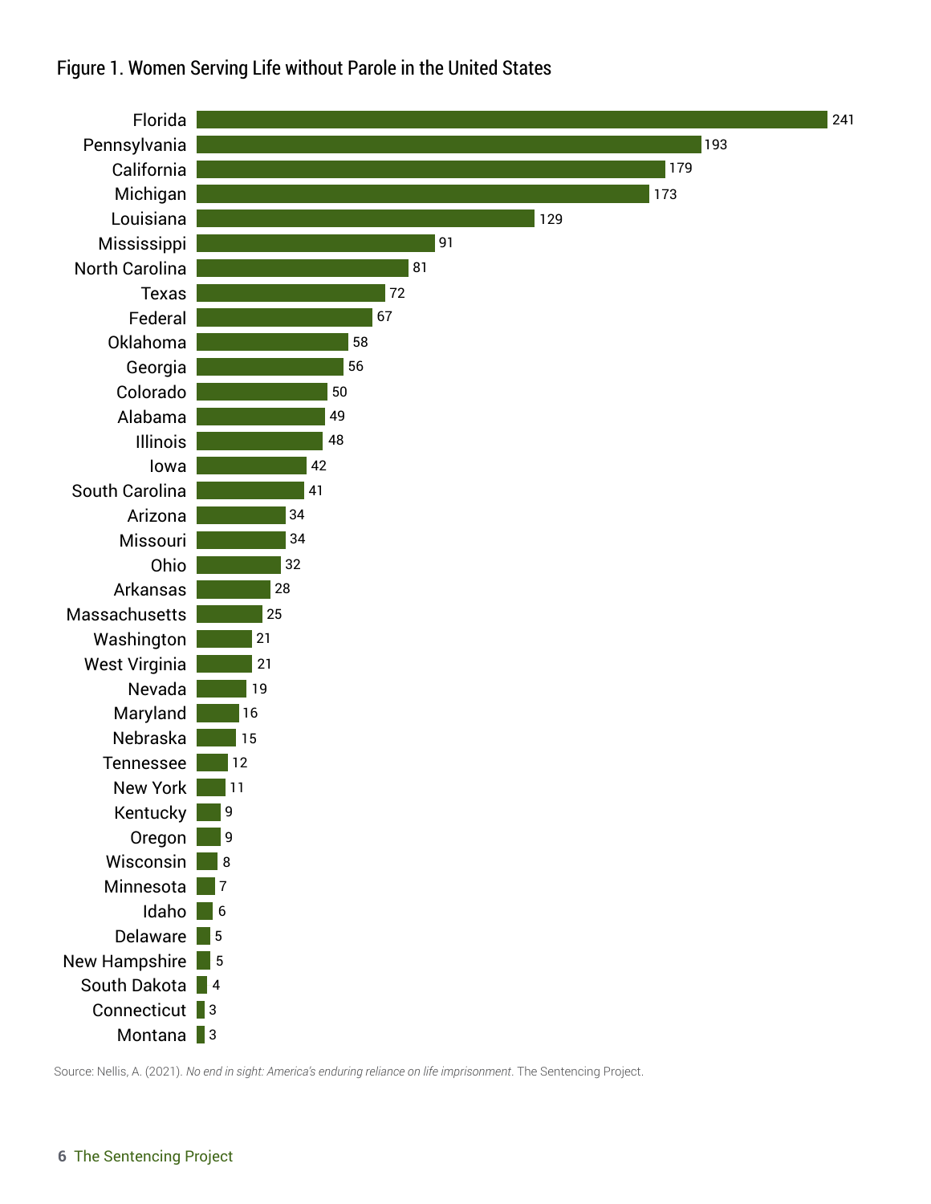Figure 1. Women Serving Life without Parole in the United States

| State | Number |
|---|---|
| Florida | 241 |
| Pennsylvania | 193 |
| California | 179 |
| Michigan | 173 |
| Louisiana | 129 |
| Mississippi | 91 |
| North Carolina | 81 |
| Texas | 72 |
| Federal | 67 |
| Oklahoma | 58 |
| Georgia | 56 |
| Colorado | 50 |
| Alabama | 49 |
| Illinois | 48 |
| Iowa | 42 |
| South Carolina | 41 |
| Arizona | 34 |
| Missouri | 34 |
| Ohio | 32 |
| Arkansas | 28 |
| Massachusetts | 25 |
| Washington | 21 |
| West Virginia | 21 |
| Nevada | 19 |
| Maryland | 16 |
| Nebraska | 15 |
| Tennessee | 12 |
| New York | 11 |
| Kentucky | 9 |
| Oregon | 9 |
| Wisconsin | 8 |
| Minnesota | 7 |
| Idaho | 6 |
| Delaware | 5 |
| New Hampshire | 5 |
| South Dakota | 4 |
| Connecticut | 3 |
| Montana | 3 |

Source: Nellis, A. (2021). *No end in sight: America's enduring reliance on life imprisonment*. The Sentencing Project.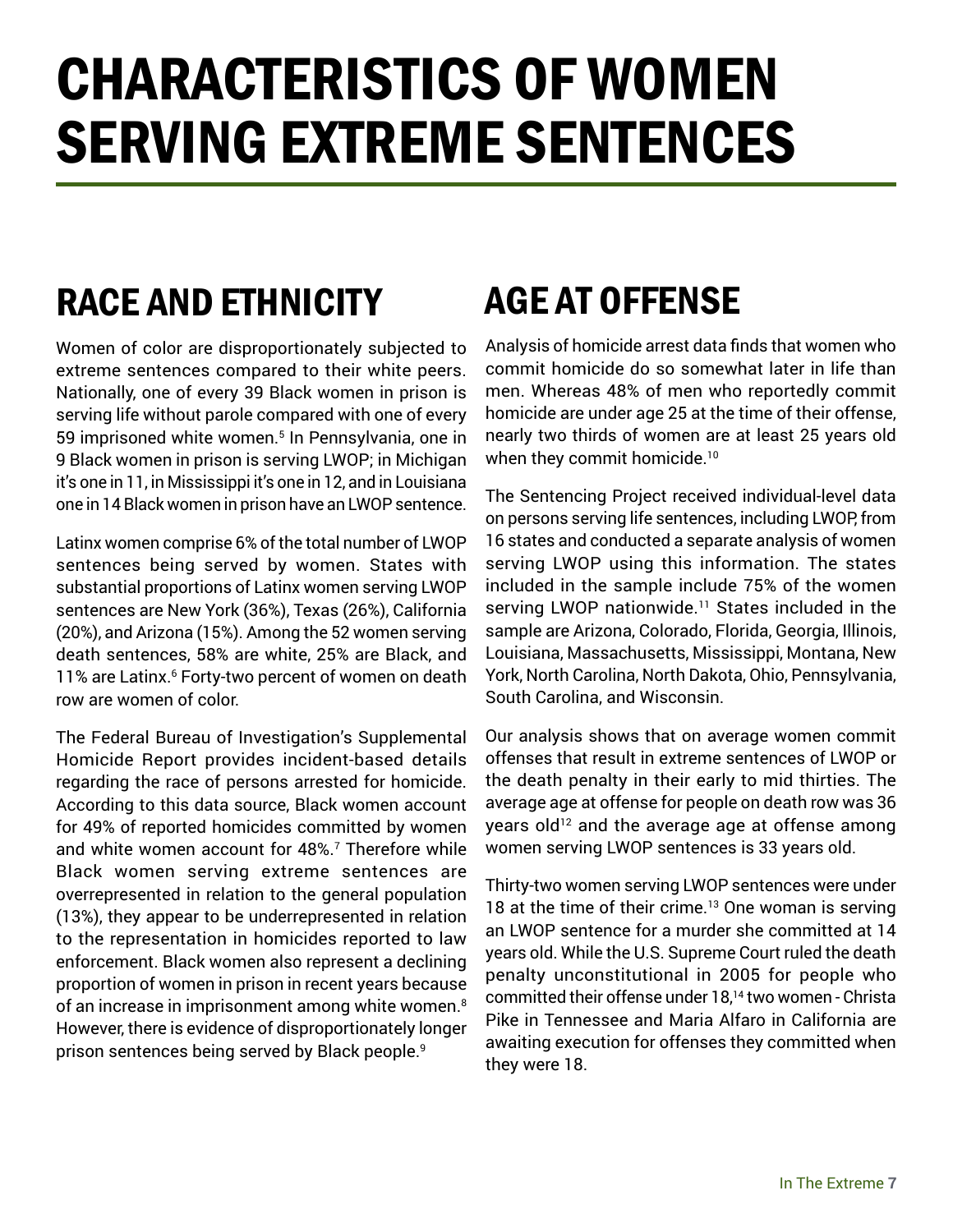# CHARACTERISTICS OF WOMEN SERVING EXTREME SENTENCES

## RACE AND ETHNICITY

Women of color are disproportionately subjected to extreme sentences compared to their white peers. Nationally, one of every 39 Black women in prison is serving life without parole compared with one of every 59 imprisoned white women.[5] In Pennsylvania, one in 9 Black women in prison is serving LWOP; in Michigan it's one in 11, in Mississippi it's one in 12, and in Louisiana one in 14 Black women in prison have an LWOP sentence.

Latinx women comprise 6% of the total number of LWOP sentences being served by women. States with substantial proportions of Latinx women serving LWOP sentences are New York (36%), Texas (26%), California (20%), and Arizona (15%). Among the 52 women serving death sentences, 58% are white, 25% are Black, and 11% are Latinx.[6] Forty-two percent of women on death row are women of color.

The Federal Bureau of Investigation's Supplemental Homicide Report provides incident-based details regarding the race of persons arrested for homicide. According to this data source, Black women account for 49% of reported homicides committed by women and white women account for 48%.[7] Therefore while Black women serving extreme sentences are overrepresented in relation to the general population (13%), they appear to be underrepresented in relation to the representation in homicides reported to law enforcement. Black women also represent a declining proportion of women in prison in recent years because of an increase in imprisonment among white women.[8] However, there is evidence of disproportionately longer prison sentences being served by Black people.[9]

## AGE AT OFFENSE

Analysis of homicide arrest data finds that women who commit homicide do so somewhat later in life than men. Whereas 48% of men who reportedly commit homicide are under age 25 at the time of their offense, nearly two thirds of women are at least 25 years old when they commit homicide.[10]

The Sentencing Project received individual-level data on persons serving life sentences, including LWOP, from 16 states and conducted a separate analysis of women serving LWOP using this information. The states included in the sample include 75% of the women serving LWOP nationwide.[11] States included in the sample are Arizona, Colorado, Florida, Georgia, Illinois, Louisiana, Massachusetts, Mississippi, Montana, New York, North Carolina, North Dakota, Ohio, Pennsylvania, South Carolina, and Wisconsin.

Our analysis shows that on average women commit offenses that result in extreme sentences of LWOP or the death penalty in their early to mid thirties. The average age at offense for people on death row was 36 years old[12] and the average age at offense among women serving LWOP sentences is 33 years old.

Thirty-two women serving LWOP sentences were under 18 at the time of their crime.[13] One woman is serving an LWOP sentence for a murder she committed at 14 years old. While the U.S. Supreme Court ruled the death penalty unconstitutional in 2005 for people who committed their offense under 18,[14] two women - Christa Pike in Tennessee and Maria Alfaro in California are awaiting execution for offenses they committed when they were 18.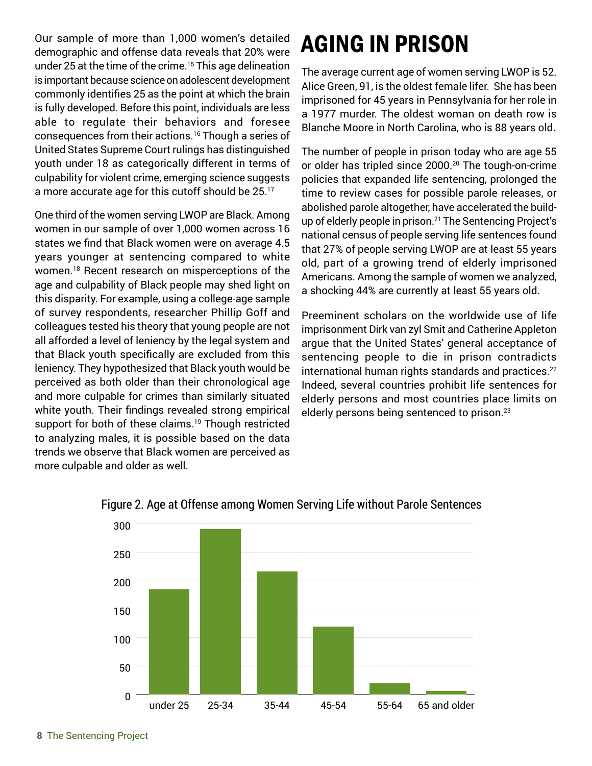Our sample of more than 1,000 women's detailed demographic and offense data reveals that 20% were under 25 at the time of the crime.[15] This age delineation is important because science on adolescent development commonly identifies 25 as the point at which the brain is fully developed. Before this point, individuals are less able to regulate their behaviors and foresee consequences from their actions.[16] Though a series of United States Supreme Court rulings has distinguished youth under 18 as categorically different in terms of culpability for violent crime, emerging science suggests a more accurate age for this cutoff should be 25.[17]

One third of the women serving LWOP are Black. Among women in our sample of over 1,000 women across 16 states we find that Black women were on average 4.5 years younger at sentencing compared to white women.[18] Recent research on misperceptions of the age and culpability of Black people may shed light on this disparity. For example, using a college-age sample of survey respondents, researcher Phillip Goff and colleagues tested his theory that young people are not all afforded a level of leniency by the legal system and that Black youth specifically are excluded from this leniency. They hypothesized that Black youth would be perceived as both older than their chronological age and more culpable for crimes than similarly situated white youth. Their findings revealed strong empirical support for both of these claims.[19] Though restricted to analyzing males, it is possible based on the data trends we observe that Black women are perceived as more culpable and older as well.

# AGING IN PRISON

The average current age of women serving LWOP is 52. Alice Green, 91, is the oldest female lifer. She has been imprisoned for 45 years in Pennsylvania for her role in a 1977 murder. The oldest woman on death row is Blanche Moore in North Carolina, who is 88 years old.

The number of people in prison today who are age 55 or older has tripled since 2000.[20] The tough-on-crime policies that expanded life sentencing, prolonged the time to review cases for possible parole releases, or abolished parole altogether, have accelerated the build-up of elderly people in prison.[21] The Sentencing Project's national census of people serving life sentences found that 27% of people serving LWOP are at least 55 years old, part of a growing trend of elderly imprisoned Americans. Among the sample of women we analyzed, a shocking 44% are currently at least 55 years old.

Preeminent scholars on the worldwide use of life imprisonment Dirk van zyl Smit and Catherine Appleton argue that the United States' general acceptance of sentencing people to die in prison contradicts international human rights standards and practices.[22] Indeed, several countries prohibit life sentences for elderly persons and most countries place limits on elderly persons being sentenced to prison.[23]

Figure 2. Age at Offense among Women Serving Life without Parole Sentences

| Age at offense | Approx. number |
|---|---|
| under 25 | ~185 |
| 25-34 | ~290 |
| 35-44 | ~216 |
| 45-54 | ~119 |
| 55-64 | ~19 |
| 65 and older | ~5 |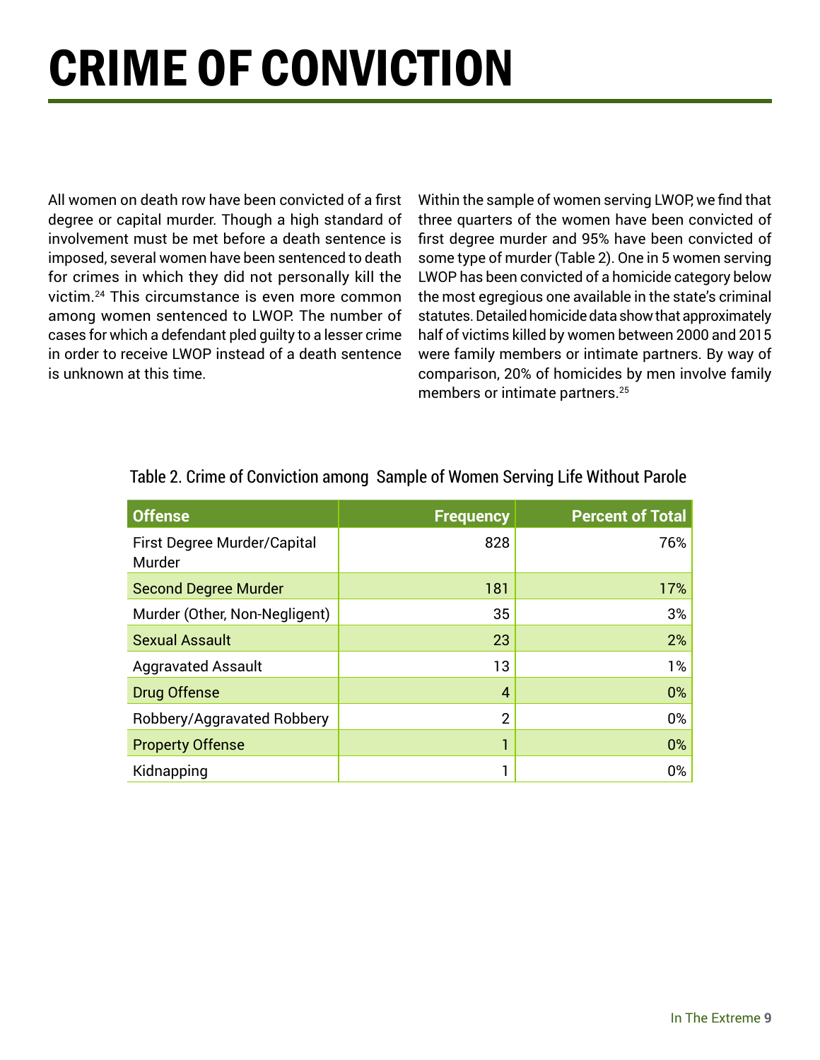# CRIME OF CONVICTION

All women on death row have been convicted of a first degree or capital murder. Though a high standard of involvement must be met before a death sentence is imposed, several women have been sentenced to death for crimes in which they did not personally kill the victim.[24] This circumstance is even more common among women sentenced to LWOP. The number of cases for which a defendant pled guilty to a lesser crime in order to receive LWOP instead of a death sentence is unknown at this time.

Within the sample of women serving LWOP, we find that three quarters of the women have been convicted of first degree murder and 95% have been convicted of some type of murder (Table 2). One in 5 women serving LWOP has been convicted of a homicide category below the most egregious one available in the state's criminal statutes. Detailed homicide data show that approximately half of victims killed by women between 2000 and 2015 were family members or intimate partners. By way of comparison, 20% of homicides by men involve family members or intimate partners.[25]

Table 2. Crime of Conviction among Sample of Women Serving Life Without Parole

| Offense | Frequency | Percent of Total |
|---|---:|---:|
| First Degree Murder/Capital Murder | 828 | 76% |
| Second Degree Murder | 181 | 17% |
| Murder (Other, Non-Negligent) | 35 | 3% |
| Sexual Assault | 23 | 2% |
| Aggravated Assault | 13 | 1% |
| Drug Offense | 4 | 0% |
| Robbery/Aggravated Robbery | 2 | 0% |
| Property Offense | 1 | 0% |
| Kidnapping | 1 | 0% |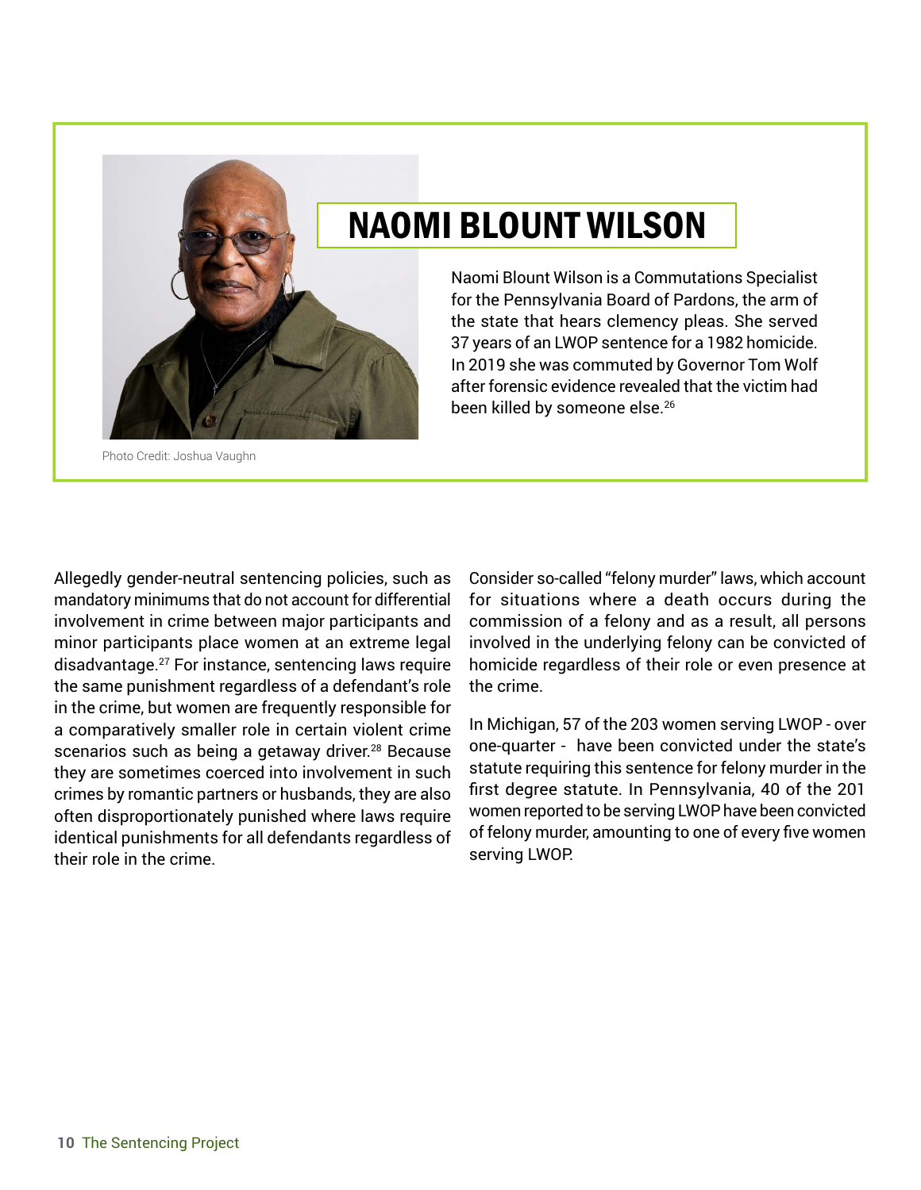## NAOMI BLOUNT WILSON

Naomi Blount Wilson is a Commutations Specialist for the Pennsylvania Board of Pardons, the arm of the state that hears clemency pleas. She served 37 years of an LWOP sentence for a 1982 homicide. In 2019 she was commuted by Governor Tom Wolf after forensic evidence revealed that the victim had been killed by someone else.[26]

Photo Credit: Joshua Vaughn

Allegedly gender-neutral sentencing policies, such as mandatory minimums that do not account for differential involvement in crime between major participants and minor participants place women at an extreme legal disadvantage.[27] For instance, sentencing laws require the same punishment regardless of a defendant's role in the crime, but women are frequently responsible for a comparatively smaller role in certain violent crime scenarios such as being a getaway driver.[28] Because they are sometimes coerced into involvement in such crimes by romantic partners or husbands, they are also often disproportionately punished where laws require identical punishments for all defendants regardless of their role in the crime.

Consider so-called "felony murder" laws, which account for situations where a death occurs during the commission of a felony and as a result, all persons involved in the underlying felony can be convicted of homicide regardless of their role or even presence at the crime.

In Michigan, 57 of the 203 women serving LWOP - over one-quarter - have been convicted under the state's statute requiring this sentence for felony murder in the first degree statute. In Pennsylvania, 40 of the 201 women reported to be serving LWOP have been convicted of felony murder, amounting to one of every five women serving LWOP.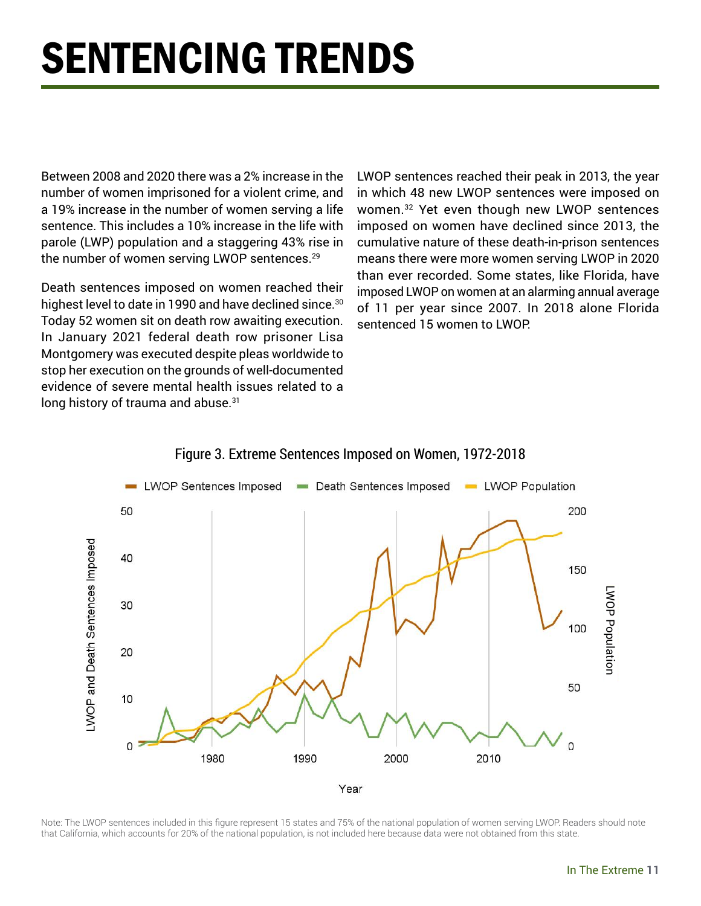# SENTENCING TRENDS

Between 2008 and 2020 there was a 2% increase in the number of women imprisoned for a violent crime, and a 19% increase in the number of women serving a life sentence. This includes a 10% increase in the life with parole (LWP) population and a staggering 43% rise in the number of women serving LWOP sentences.[29]

Death sentences imposed on women reached their highest level to date in 1990 and have declined since.[30] Today 52 women sit on death row awaiting execution. In January 2021 federal death row prisoner Lisa Montgomery was executed despite pleas worldwide to stop her execution on the grounds of well-documented evidence of severe mental health issues related to a long history of trauma and abuse.[31]

LWOP sentences reached their peak in 2013, the year in which 48 new LWOP sentences were imposed on women.[32] Yet even though new LWOP sentences imposed on women have declined since 2013, the cumulative nature of these death-in-prison sentences means there were more women serving LWOP in 2020 than ever recorded. Some states, like Florida, have imposed LWOP on women at an alarming annual average of 11 per year since 2007. In 2018 alone Florida sentenced 15 women to LWOP.

Figure 3. Extreme Sentences Imposed on Women, 1972-2018

Note: The LWOP sentences included in this figure represent 15 states and 75% of the national population of women serving LWOP. Readers should note that California, which accounts for 20% of the national population, is not included here because data were not obtained from this state.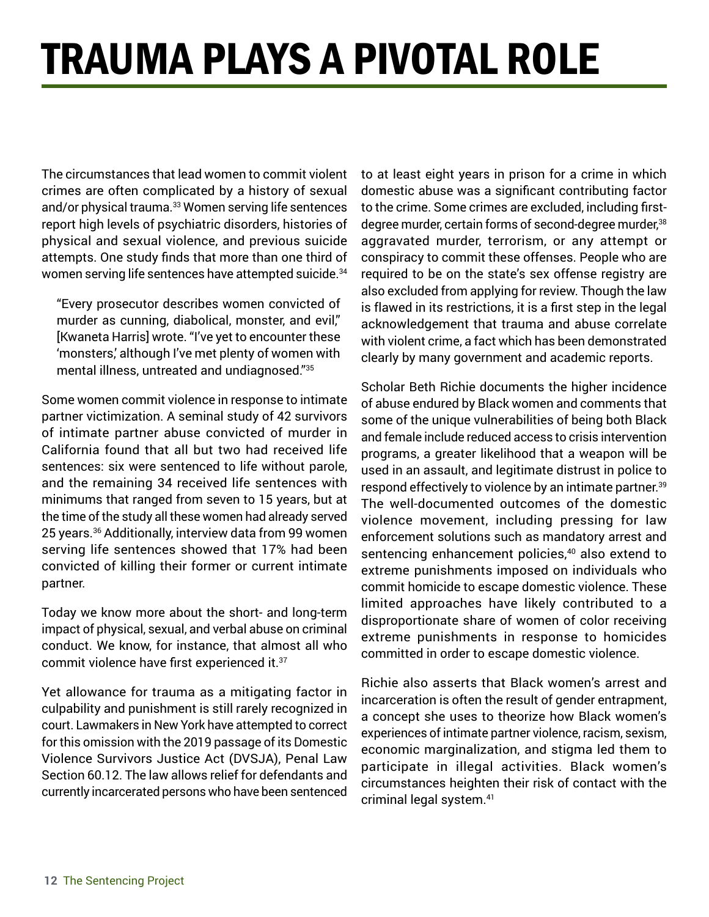# TRAUMA PLAYS A PIVOTAL ROLE

The circumstances that lead women to commit violent crimes are often complicated by a history of sexual and/or physical trauma.[33] Women serving life sentences report high levels of psychiatric disorders, histories of physical and sexual violence, and previous suicide attempts. One study finds that more than one third of women serving life sentences have attempted suicide.[34]

> "Every prosecutor describes women convicted of murder as cunning, diabolical, monster, and evil," [Kwaneta Harris] wrote. "I've yet to encounter these 'monsters,' although I've met plenty of women with mental illness, untreated and undiagnosed."[35]

Some women commit violence in response to intimate partner victimization. A seminal study of 42 survivors of intimate partner abuse convicted of murder in California found that all but two had received life sentences: six were sentenced to life without parole, and the remaining 34 received life sentences with minimums that ranged from seven to 15 years, but at the time of the study all these women had already served 25 years.[36] Additionally, interview data from 99 women serving life sentences showed that 17% had been convicted of killing their former or current intimate partner.

Today we know more about the short- and long-term impact of physical, sexual, and verbal abuse on criminal conduct. We know, for instance, that almost all who commit violence have first experienced it.[37]

Yet allowance for trauma as a mitigating factor in culpability and punishment is still rarely recognized in court. Lawmakers in New York have attempted to correct for this omission with the 2019 passage of its Domestic Violence Survivors Justice Act (DVSJA), Penal Law Section 60.12. The law allows relief for defendants and currently incarcerated persons who have been sentenced to at least eight years in prison for a crime in which domestic abuse was a significant contributing factor to the crime. Some crimes are excluded, including first-degree murder, certain forms of second-degree murder,[38] aggravated murder, terrorism, or any attempt or conspiracy to commit these offenses. People who are required to be on the state's sex offense registry are also excluded from applying for review. Though the law is flawed in its restrictions, it is a first step in the legal acknowledgement that trauma and abuse correlate with violent crime, a fact which has been demonstrated clearly by many government and academic reports.

Scholar Beth Richie documents the higher incidence of abuse endured by Black women and comments that some of the unique vulnerabilities of being both Black and female include reduced access to crisis intervention programs, a greater likelihood that a weapon will be used in an assault, and legitimate distrust in police to respond effectively to violence by an intimate partner.[39] The well-documented outcomes of the domestic violence movement, including pressing for law enforcement solutions such as mandatory arrest and sentencing enhancement policies,[40] also extend to extreme punishments imposed on individuals who commit homicide to escape domestic violence. These limited approaches have likely contributed to a disproportionate share of women of color receiving extreme punishments in response to homicides committed in order to escape domestic violence.

Richie also asserts that Black women's arrest and incarceration is often the result of gender entrapment, a concept she uses to theorize how Black women's experiences of intimate partner violence, racism, sexism, economic marginalization, and stigma led them to participate in illegal activities. Black women's circumstances heighten their risk of contact with the criminal legal system.[41]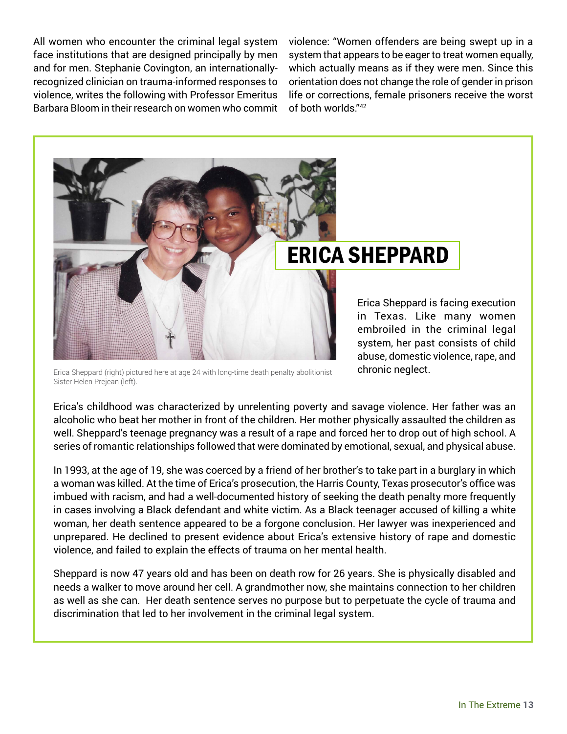All women who encounter the criminal legal system face institutions that are designed principally by men and for men. Stephanie Covington, an internationally-recognized clinician on trauma-informed responses to violence, writes the following with Professor Emeritus Barbara Bloom in their research on women who commit violence: "Women offenders are being swept up in a system that appears to be eager to treat women equally, which actually means as if they were men. Since this orientation does not change the role of gender in prison life or corrections, female prisoners receive the worst of both worlds."[42]

Erica Sheppard (right) pictured here at age 24 with long-time death penalty abolitionist Sister Helen Prejean (left).

## ERICA SHEPPARD

Erica Sheppard is facing execution in Texas. Like many women embroiled in the criminal legal system, her past consists of child abuse, domestic violence, rape, and chronic neglect.

Erica's childhood was characterized by unrelenting poverty and savage violence. Her father was an alcoholic who beat her mother in front of the children. Her mother physically assaulted the children as well. Sheppard's teenage pregnancy was a result of a rape and forced her to drop out of high school. A series of romantic relationships followed that were dominated by emotional, sexual, and physical abuse.

In 1993, at the age of 19, she was coerced by a friend of her brother's to take part in a burglary in which a woman was killed. At the time of Erica's prosecution, the Harris County, Texas prosecutor's office was imbued with racism, and had a well-documented history of seeking the death penalty more frequently in cases involving a Black defendant and white victim. As a Black teenager accused of killing a white woman, her death sentence appeared to be a forgone conclusion. Her lawyer was inexperienced and unprepared. He declined to present evidence about Erica's extensive history of rape and domestic violence, and failed to explain the effects of trauma on her mental health.

Sheppard is now 47 years old and has been on death row for 26 years. She is physically disabled and needs a walker to move around her cell. A grandmother now, she maintains connection to her children as well as she can. Her death sentence serves no purpose but to perpetuate the cycle of trauma and discrimination that led to her involvement in the criminal legal system.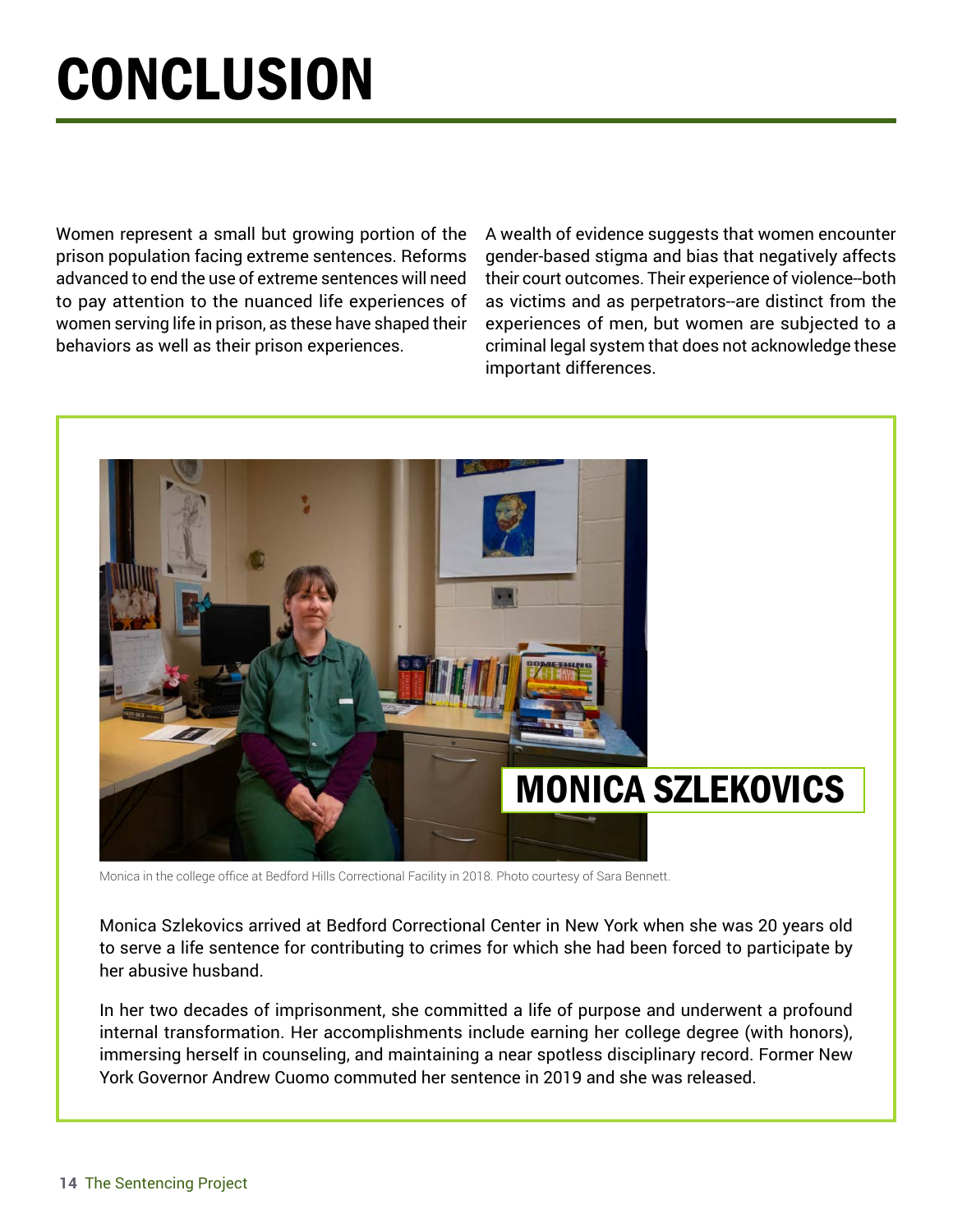# CONCLUSION

Women represent a small but growing portion of the prison population facing extreme sentences. Reforms advanced to end the use of extreme sentences will need to pay attention to the nuanced life experiences of women serving life in prison, as these have shaped their behaviors as well as their prison experiences.

A wealth of evidence suggests that women encounter gender-based stigma and bias that negatively affects their court outcomes. Their experience of violence--both as victims and as perpetrators--are distinct from the experiences of men, but women are subjected to a criminal legal system that does not acknowledge these important differences.

## MONICA SZLEKOVICS

Monica in the college office at Bedford Hills Correctional Facility in 2018. Photo courtesy of Sara Bennett.

Monica Szlekovics arrived at Bedford Correctional Center in New York when she was 20 years old to serve a life sentence for contributing to crimes for which she had been forced to participate by her abusive husband.

In her two decades of imprisonment, she committed a life of purpose and underwent a profound internal transformation. Her accomplishments include earning her college degree (with honors), immersing herself in counseling, and maintaining a near spotless disciplinary record. Former New York Governor Andrew Cuomo commuted her sentence in 2019 and she was released.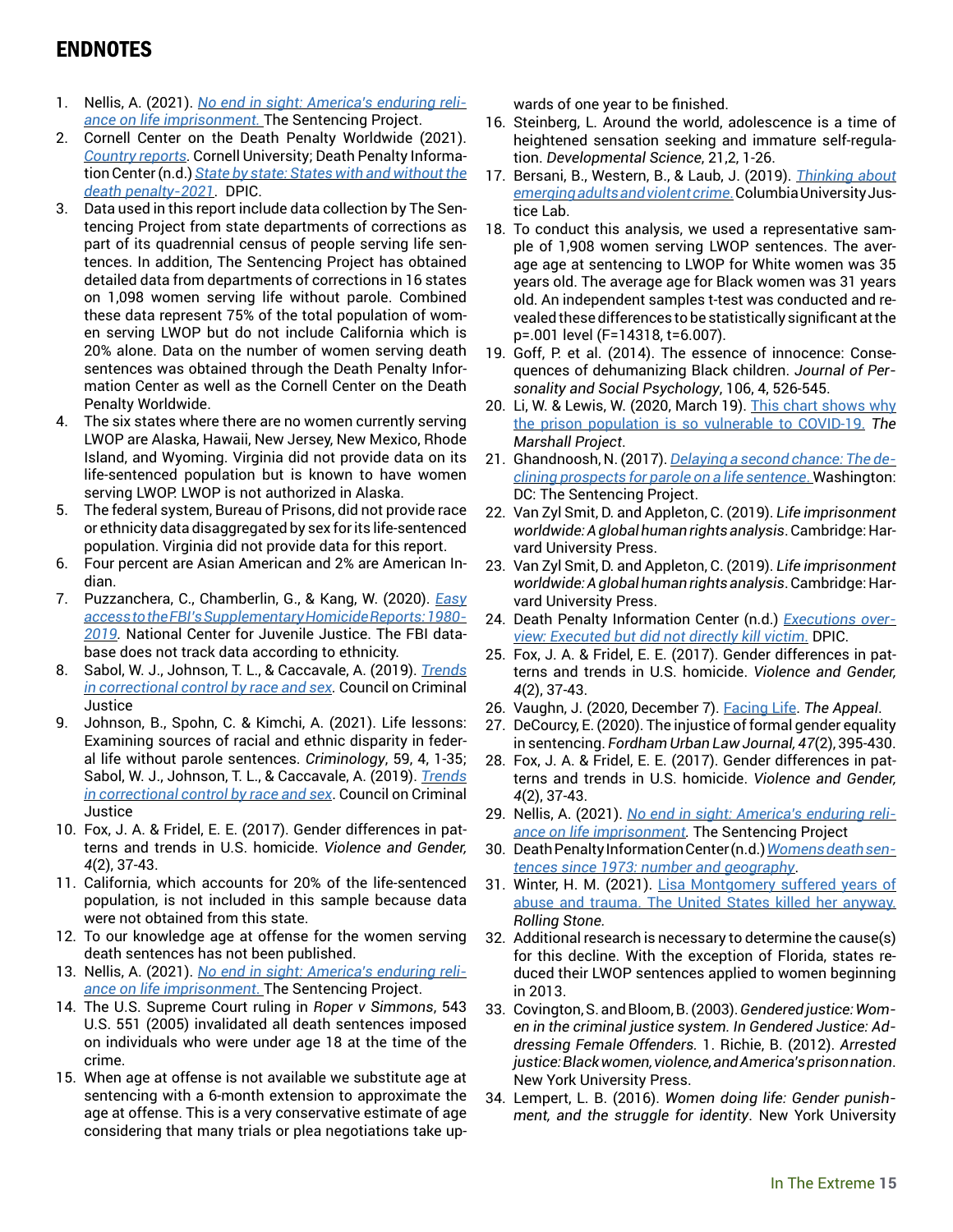## ENDNOTES

1. Nellis, A. (2021). *No end in sight: America's enduring reliance on life imprisonment.* The Sentencing Project.
2. Cornell Center on the Death Penalty Worldwide (2021). *Country reports*. Cornell University; Death Penalty Information Center (n.d.) *State by state: States with and without the death penalty-2021*. DPIC.
3. Data used in this report include data collection by The Sentencing Project from state departments of corrections as part of its quadrennial census of people serving life sentences. In addition, The Sentencing Project has obtained detailed data from departments of corrections in 16 states on 1,098 women serving life without parole. Combined these data represent 75% of the total population of women serving LWOP but do not include California which is 20% alone. Data on the number of women serving death sentences was obtained through the Death Penalty Information Center as well as the Cornell Center on the Death Penalty Worldwide.
4. The six states where there are no women currently serving LWOP are Alaska, Hawaii, New Jersey, New Mexico, Rhode Island, and Wyoming. Virginia did not provide data on its life-sentenced population but is known to have women serving LWOP. LWOP is not authorized in Alaska.
5. The federal system, Bureau of Prisons, did not provide race or ethnicity data disaggregated by sex for its life-sentenced population. Virginia did not provide data for this report.
6. Four percent are Asian American and 2% are American Indian.
7. Puzzanchera, C., Chamberlin, G., & Kang, W. (2020). *Easy access to the FBI's Supplementary Homicide Reports: 1980-2019*. National Center for Juvenile Justice. The FBI database does not track data according to ethnicity.
8. Sabol, W. J., Johnson, T. L., & Caccavale, A. (2019). *Trends in correctional control by race and sex*. Council on Criminal Justice
9. Johnson, B., Spohn, C. & Kimchi, A. (2021). Life lessons: Examining sources of racial and ethnic disparity in federal life without parole sentences. *Criminology*, 59, 4, 1-35; Sabol, W. J., Johnson, T. L., & Caccavale, A. (2019). *Trends in correctional control by race and sex*. Council on Criminal Justice
10. Fox, J. A. & Fridel, E. E. (2017). Gender differences in patterns and trends in U.S. homicide. *Violence and Gender, 4*(2), 37-43.
11. California, which accounts for 20% of the life-sentenced population, is not included in this sample because data were not obtained from this state.
12. To our knowledge age at offense for the women serving death sentences has not been published.
13. Nellis, A. (2021). *No end in sight: America's enduring reliance on life imprisonment.* The Sentencing Project.
14. The U.S. Supreme Court ruling in *Roper v Simmons*, 543 U.S. 551 (2005) invalidated all death sentences imposed on individuals who were under age 18 at the time of the crime.
15. When age at offense is not available we substitute age at sentencing with a 6-month extension to approximate the age at offense. This is a very conservative estimate of age considering that many trials or plea negotiations take upwards of one year to be finished.
16. Steinberg, L. Around the world, adolescence is a time of heightened sensation seeking and immature self-regulation. *Developmental Science*, 21,2, 1-26.
17. Bersani, B., Western, B., & Laub, J. (2019). *Thinking about emerging adults and violent crime.* Columbia University Justice Lab.
18. To conduct this analysis, we used a representative sample of 1,908 women serving LWOP sentences. The average age at sentencing to LWOP for White women was 35 years old. The average age for Black women was 31 years old. An independent samples t-test was conducted and revealed these differences to be statistically significant at the p=.001 level (F=14318, t=6.007).
19. Goff, P. et al. (2014). The essence of innocence: Consequences of dehumanizing Black children. *Journal of Personality and Social Psychology*, 106, 4, 526-545.
20. Li, W. & Lewis, W. (2020, March 19). This chart shows why the prison population is so vulnerable to COVID-19. *The Marshall Project*.
21. Ghandnoosh, N. (2017). *Delaying a second chance: The declining prospects for parole on a life sentence.* Washington: DC: The Sentencing Project.
22. Van Zyl Smit, D. and Appleton, C. (2019). *Life imprisonment worldwide: A global human rights analysis*. Cambridge: Harvard University Press.
23. Van Zyl Smit, D. and Appleton, C. (2019). *Life imprisonment worldwide: A global human rights analysis*. Cambridge: Harvard University Press.
24. Death Penalty Information Center (n.d.) *Executions overview: Executed but did not directly kill victim.* DPIC.
25. Fox, J. A. & Fridel, E. E. (2017). Gender differences in patterns and trends in U.S. homicide. *Violence and Gender, 4*(2), 37-43.
26. Vaughn, J. (2020, December 7). Facing Life. *The Appeal*.
27. DeCourcy, E. (2020). The injustice of formal gender equality in sentencing. *Fordham Urban Law Journal, 47*(2), 395-430.
28. Fox, J. A. & Fridel, E. E. (2017). Gender differences in patterns and trends in U.S. homicide. *Violence and Gender, 4*(2), 37-43.
29. Nellis, A. (2021). *No end in sight: America's enduring reliance on life imprisonment.* The Sentencing Project
30. Death Penalty Information Center (n.d.) *Womens death sentences since 1973: number and geography*.
31. Winter, H. M. (2021). Lisa Montgomery suffered years of abuse and trauma. The United States killed her anyway. *Rolling Stone.*
32. Additional research is necessary to determine the cause(s) for this decline. With the exception of Florida, states reduced their LWOP sentences applied to women beginning in 2013.
33. Covington, S. and Bloom, B. (2003). *Gendered justice: Women in the criminal justice system. In Gendered Justice: Addressing Female Offenders.* 1. Richie, B. (2012). *Arrested justice: Black women, violence, and America's prison nation*. New York University Press.
34. Lempert, L. B. (2016). *Women doing life: Gender punishment, and the struggle for identity*. New York University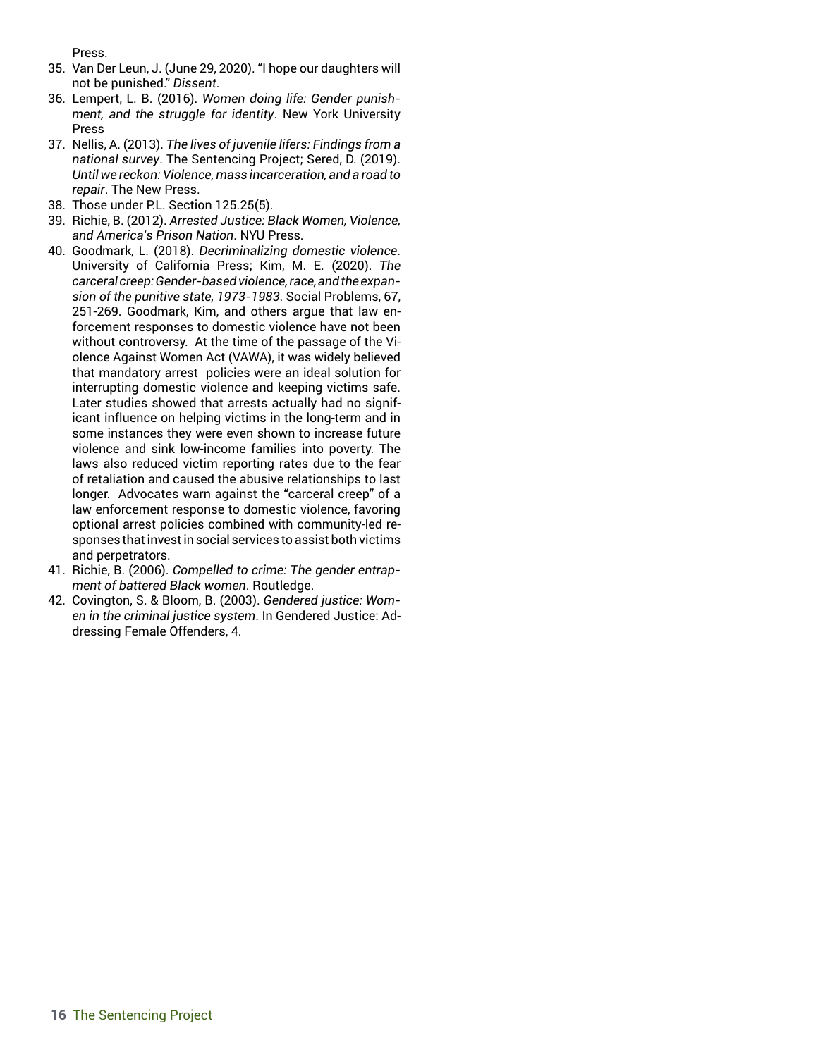Press.

35. Van Der Leun, J. (June 29, 2020). "I hope our daughters will not be punished." *Dissent*.
36. Lempert, L. B. (2016). *Women doing life: Gender punishment, and the struggle for identity*. New York University Press
37. Nellis, A. (2013). *The lives of juvenile lifers: Findings from a national survey*. The Sentencing Project; Sered, D. (2019). *Until we reckon: Violence, mass incarceration, and a road to repair*. The New Press.
38. Those under P.L. Section 125.25(5).
39. Richie, B. (2012). *Arrested Justice: Black Women, Violence, and America's Prison Nation*. NYU Press.
40. Goodmark, L. (2018). *Decriminalizing domestic violence*. University of California Press; Kim, M. E. (2020). *The carceral creep: Gender-based violence, race, and the expansion of the punitive state, 1973-1983*. Social Problems, 67, 251-269. Goodmark, Kim, and others argue that law enforcement responses to domestic violence have not been without controversy. At the time of the passage of the Violence Against Women Act (VAWA), it was widely believed that mandatory arrest policies were an ideal solution for interrupting domestic violence and keeping victims safe. Later studies showed that arrests actually had no significant influence on helping victims in the long-term and in some instances they were even shown to increase future violence and sink low-income families into poverty. The laws also reduced victim reporting rates due to the fear of retaliation and caused the abusive relationships to last longer. Advocates warn against the "carceral creep" of a law enforcement response to domestic violence, favoring optional arrest policies combined with community-led responses that invest in social services to assist both victims and perpetrators.
41. Richie, B. (2006). *Compelled to crime: The gender entrapment of battered Black women*. Routledge.
42. Covington, S. & Bloom, B. (2003). *Gendered justice: Women in the criminal justice system*. In Gendered Justice: Addressing Female Offenders, 4.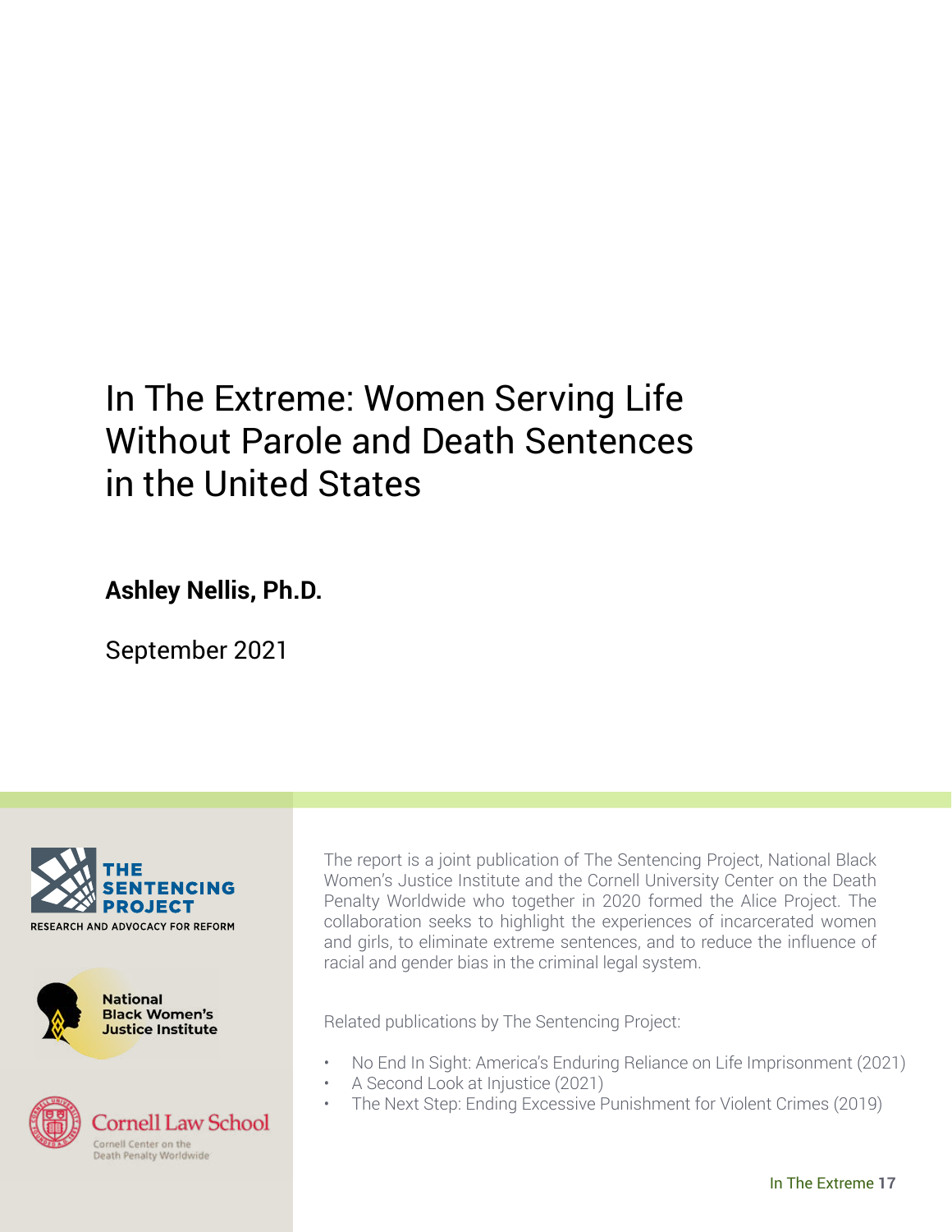# In The Extreme: Women Serving Life Without Parole and Death Sentences in the United States

**Ashley Nellis, Ph.D.**

September 2021

THE SENTENCING PROJECT
RESEARCH AND ADVOCACY FOR REFORM

National Black Women's Justice Institute

Cornell Law School
Cornell Center on the Death Penalty Worldwide

The report is a joint publication of The Sentencing Project, National Black Women's Justice Institute and the Cornell University Center on the Death Penalty Worldwide who together in 2020 formed the Alice Project. The collaboration seeks to highlight the experiences of incarcerated women and girls, to eliminate extreme sentences, and to reduce the influence of racial and gender bias in the criminal legal system.

Related publications by The Sentencing Project:

- No End In Sight: America's Enduring Reliance on Life Imprisonment (2021)
- A Second Look at Injustice (2021)
- The Next Step: Ending Excessive Punishment for Violent Crimes (2019)